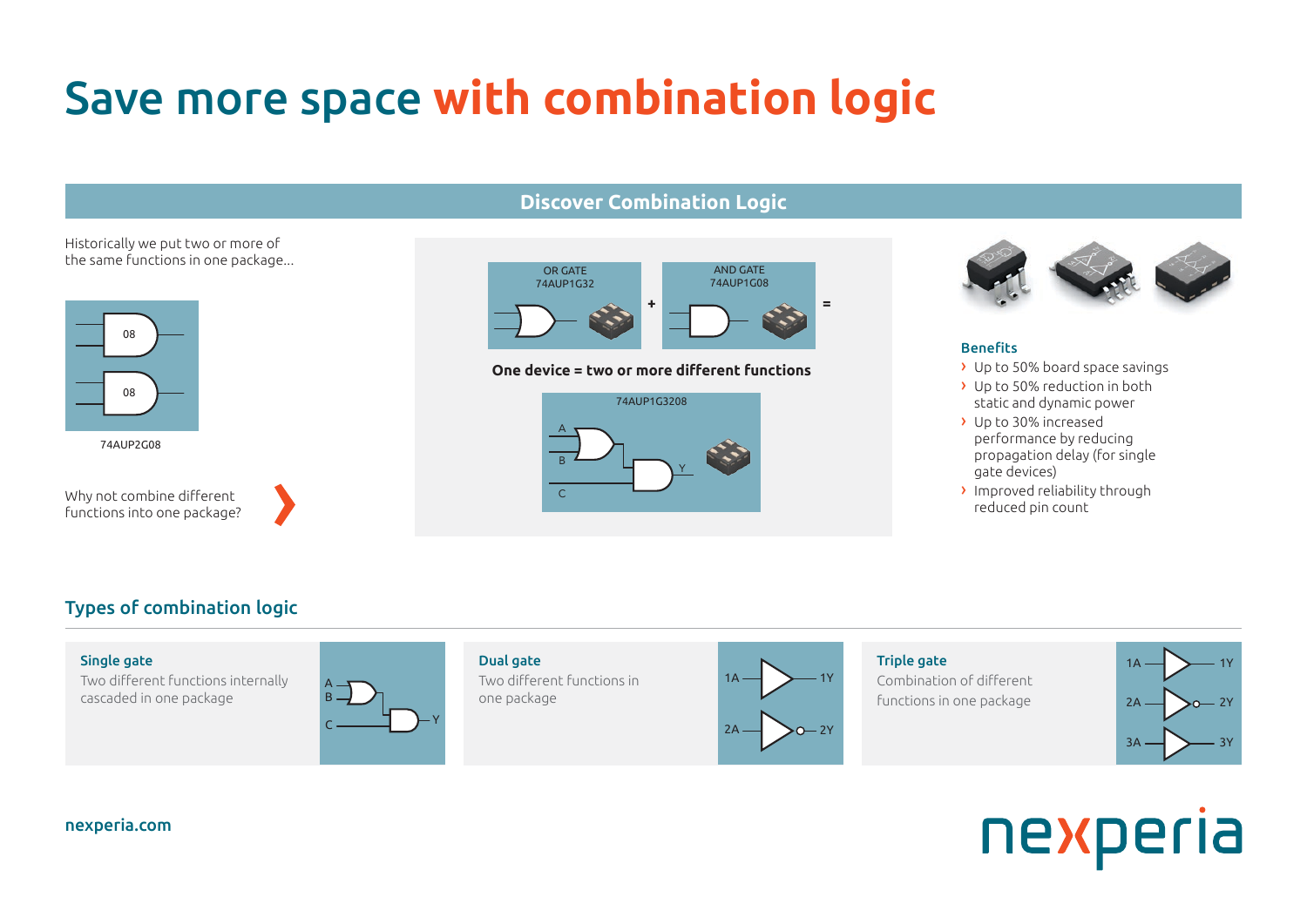# Save more space with combination logic

## Discover Combination Logic

Historically we put two or more of the same functions in one package...

08

08

74AUP2G08

Why not combine different functions into one package?

OR GATE
74AUP1G32

+

AND GATE
74AUP1G08

=

**One device = two or more different functions**

74AUP1G3208

A B C Y

### Benefits

- Up to 50% board space savings
- Up to 50% reduction in both static and dynamic power
- Up to 30% increased performance by reducing propagation delay (for single gate devices)
- Improved reliability through reduced pin count

## Types of combination logic

**Single gate**

Two different functions internally cascaded in one package

A B C Y

**Dual gate**

Two different functions in one package

1A 1Y 2A 2Y

**Triple gate**

Combination of different functions in one package

1A 1Y 2A 2Y 3A 3Y

nexperia.com

nexperia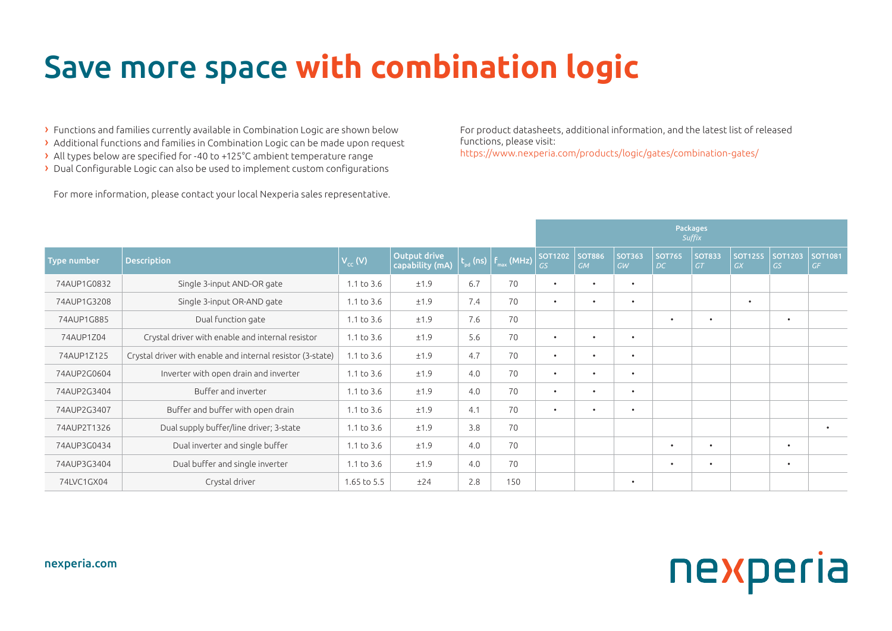# Save more space with combination logic

- Functions and families currently available in Combination Logic are shown below
- Additional functions and families in Combination Logic can be made upon request
- All types below are specified for -40 to +125°C ambient temperature range
- Dual Configurable Logic can also be used to implement custom configurations

For more information, please contact your local Nexperia sales representative.

For product datasheets, additional information, and the latest list of released functions, please visit:
https://www.nexperia.com/products/logic/gates/combination-gates/

| | | | | | | Packages *Suffix* | | | | | | | |
|---|---|---|---|---|---|---|---|---|---|---|---|---|---|
| Type number | Description | $V_{CC}$ (V) | Output drive capability (mA) | $t_{pd}$ (ns) | $f_{max}$ (MHz) | SOT1202 *GS* | SOT886 *GM* | SOT363 *GW* | SOT765 *DC* | SOT833 *GT* | SOT1255 *GX* | SOT1203 *GS* | SOT1081 *GF* |
| 74AUP1G0832 | Single 3-input AND-OR gate | 1.1 to 3.6 | ±1.9 | 6.7 | 70 | • | • | • | | | | | |
| 74AUP1G3208 | Single 3-input OR-AND gate | 1.1 to 3.6 | ±1.9 | 7.4 | 70 | • | • | • | | | • | | |
| 74AUP1G885 | Dual function gate | 1.1 to 3.6 | ±1.9 | 7.6 | 70 | | | | • | • | | • | |
| 74AUP1Z04 | Crystal driver with enable and internal resistor | 1.1 to 3.6 | ±1.9 | 5.6 | 70 | • | • | • | | | | | |
| 74AUP1Z125 | Crystal driver with enable and internal resistor (3-state) | 1.1 to 3.6 | ±1.9 | 4.7 | 70 | • | • | • | | | | | |
| 74AUP2G0604 | Inverter with open drain and inverter | 1.1 to 3.6 | ±1.9 | 4.0 | 70 | • | • | • | | | | | |
| 74AUP2G3404 | Buffer and inverter | 1.1 to 3.6 | ±1.9 | 4.0 | 70 | • | • | • | | | | | |
| 74AUP2G3407 | Buffer and buffer with open drain | 1.1 to 3.6 | ±1.9 | 4.1 | 70 | • | • | • | | | | | |
| 74AUP2T1326 | Dual supply buffer/line driver; 3-state | 1.1 to 3.6 | ±1.9 | 3.8 | 70 | | | | | | | | • |
| 74AUP3G0434 | Dual inverter and single buffer | 1.1 to 3.6 | ±1.9 | 4.0 | 70 | | | | • | • | | • | |
| 74AUP3G3404 | Dual buffer and single inverter | 1.1 to 3.6 | ±1.9 | 4.0 | 70 | | | | • | • | | • | |
| 74LVC1GX04 | Crystal driver | 1.65 to 5.5 | ±24 | 2.8 | 150 | | | • | | | | | |

nexperia.com